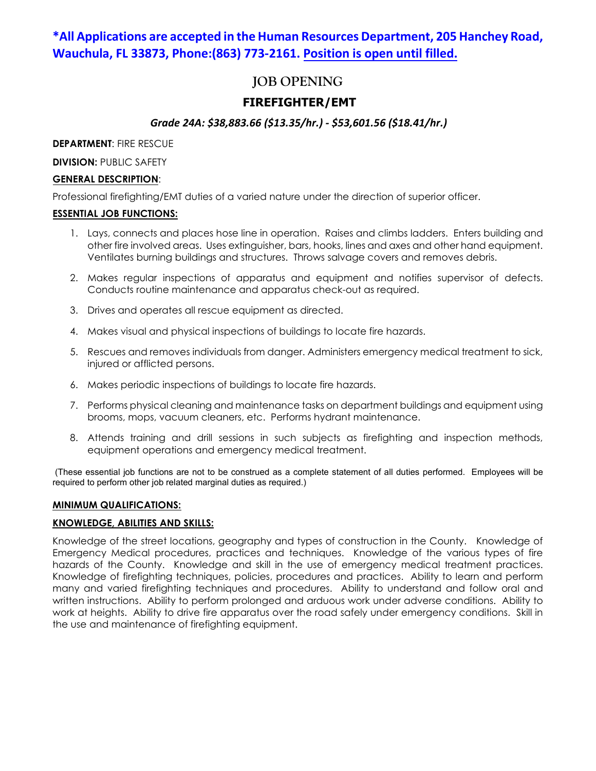**\*All Applications are accepted in the Human Resources Department, 205 Hanchey Road, Wauchula, FL 33873, Phone:(863) 773-2161. <u>Position is open until filled.</u>**

# JOB OPENING

## FIRETIGHTER/EMT

***Grade 24A: $38,883.66 ($13.35/hr.) - $53,601.56 ($18.41/hr.)***

**DEPARTMENT**: FIRE RESCUE

**DIVISION:** PUBLIC SAFETY

**<u>GENERAL DESCRIPTION</u>**:

Professional firefighting/EMT duties of a varied nature under the direction of superior officer.

**<u>ESSENTIAL JOB FUNCTIONS:</u>**

1. Lays, connects and places hose line in operation. Raises and climbs ladders. Enters building and other fire involved areas. Uses extinguisher, bars, hooks, lines and axes and other hand equipment. Ventilates burning buildings and structures. Throws salvage covers and removes debris.
2. Makes regular inspections of apparatus and equipment and notifies supervisor of defects. Conducts routine maintenance and apparatus check-out as required.
3. Drives and operates all rescue equipment as directed.
4. Makes visual and physical inspections of buildings to locate fire hazards.
5. Rescues and removes individuals from danger. Administers emergency medical treatment to sick, injured or afflicted persons.
6. Makes periodic inspections of buildings to locate fire hazards.
7. Performs physical cleaning and maintenance tasks on department buildings and equipment using brooms, mops, vacuum cleaners, etc. Performs hydrant maintenance.
8. Attends training and drill sessions in such subjects as firefighting and inspection methods, equipment operations and emergency medical treatment.

(These essential job functions are not to be construed as a complete statement of all duties performed. Employees will be required to perform other job related marginal duties as required.)

**<u>MINIMUM QUALIFICATIONS:</u>**

**<u>KNOWLEDGE, ABILITIES AND SKILLS:</u>**

Knowledge of the street locations, geography and types of construction in the County. Knowledge of Emergency Medical procedures, practices and techniques. Knowledge of the various types of fire hazards of the County. Knowledge and skill in the use of emergency medical treatment practices. Knowledge of firefighting techniques, policies, procedures and practices. Ability to learn and perform many and varied firefighting techniques and procedures. Ability to understand and follow oral and written instructions. Ability to perform prolonged and arduous work under adverse conditions. Ability to work at heights. Ability to drive fire apparatus over the road safely under emergency conditions. Skill in the use and maintenance of firefighting equipment.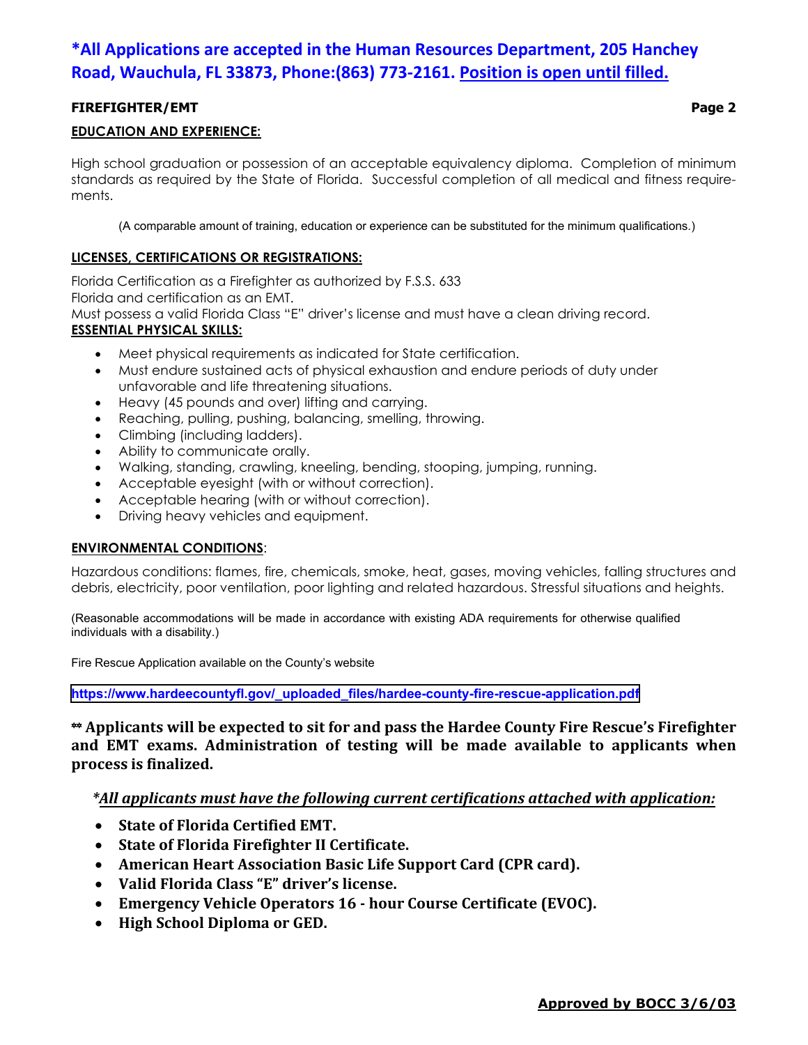**\*All Applications are accepted in the Human Resources Department, 205 Hanchey Road, Wauchula, FL 33873, Phone:(863) 773-2161. Position is open until filled.**

**FIREFIGHTER/EMT**

## EDUCATION AND EXPERIENCE:

High school graduation or possession of an acceptable equivalency diploma. Completion of minimum standards as required by the State of Florida. Successful completion of all medical and fitness requirements.

(A comparable amount of training, education or experience can be substituted for the minimum qualifications.)

## LICENSES, CERTIFICATIONS OR REGISTRATIONS:

Florida Certification as a Firefighter as authorized by F.S.S. 633
Florida and certification as an EMT.
Must possess a valid Florida Class "E" driver's license and must have a clean driving record.

## ESSENTIAL PHYSICAL SKILLS:

- Meet physical requirements as indicated for State certification.
- Must endure sustained acts of physical exhaustion and endure periods of duty under unfavorable and life threatening situations.
- Heavy (45 pounds and over) lifting and carrying.
- Reaching, pulling, pushing, balancing, smelling, throwing.
- Climbing (including ladders).
- Ability to communicate orally.
- Walking, standing, crawling, kneeling, bending, stooping, jumping, running.
- Acceptable eyesight (with or without correction).
- Acceptable hearing (with or without correction).
- Driving heavy vehicles and equipment.

## ENVIRONMENTAL CONDITIONS:

Hazardous conditions: flames, fire, chemicals, smoke, heat, gases, moving vehicles, falling structures and debris, electricity, poor ventilation, poor lighting and related hazardous. Stressful situations and heights.

(Reasonable accommodations will be made in accordance with existing ADA requirements for otherwise qualified individuals with a disability.)

Fire Rescue Application available on the County's website

https://www.hardeecountyfl.gov/_uploaded_files/hardee-county-fire-rescue-application.pdf

**\*\* Applicants will be expected to sit for and pass the Hardee County Fire Rescue's Firefighter and EMT exams. Administration of testing will be made available to applicants when process is finalized.**

***\*All applicants must have the following current certifications attached with application:***

- **State of Florida Certified EMT.**
- **State of Florida Firefighter II Certificate.**
- **American Heart Association Basic Life Support Card (CPR card).**
- **Valid Florida Class "E" driver's license.**
- **Emergency Vehicle Operators 16 - hour Course Certificate (EVOC).**
- **High School Diploma or GED.**

**Approved by BOCC 3/6/03**